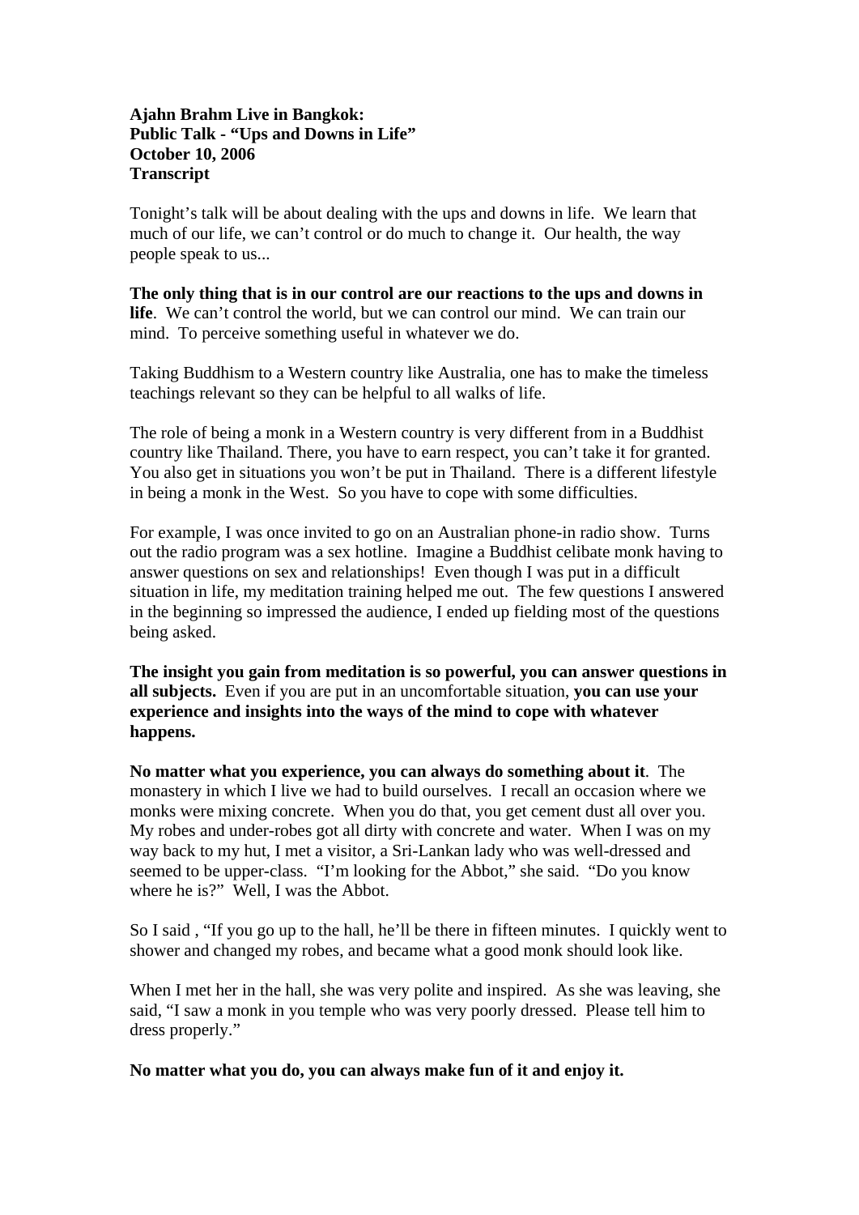**Ajahn Brahm Live in Bangkok:**
**Public Talk - "Ups and Downs in Life"**
**October 10, 2006**
**Transcript**

Tonight's talk will be about dealing with the ups and downs in life. We learn that much of our life, we can't control or do much to change it. Our health, the way people speak to us...

**The only thing that is in our control are our reactions to the ups and downs in life**. We can't control the world, but we can control our mind. We can train our mind. To perceive something useful in whatever we do.

Taking Buddhism to a Western country like Australia, one has to make the timeless teachings relevant so they can be helpful to all walks of life.

The role of being a monk in a Western country is very different from in a Buddhist country like Thailand. There, you have to earn respect, you can't take it for granted. You also get in situations you won't be put in Thailand. There is a different lifestyle in being a monk in the West. So you have to cope with some difficulties.

For example, I was once invited to go on an Australian phone-in radio show. Turns out the radio program was a sex hotline. Imagine a Buddhist celibate monk having to answer questions on sex and relationships! Even though I was put in a difficult situation in life, my meditation training helped me out. The few questions I answered in the beginning so impressed the audience, I ended up fielding most of the questions being asked.

**The insight you gain from meditation is so powerful, you can answer questions in all subjects.** Even if you are put in an uncomfortable situation, **you can use your experience and insights into the ways of the mind to cope with whatever happens.**

**No matter what you experience, you can always do something about it**. The monastery in which I live we had to build ourselves. I recall an occasion where we monks were mixing concrete. When you do that, you get cement dust all over you. My robes and under-robes got all dirty with concrete and water. When I was on my way back to my hut, I met a visitor, a Sri-Lankan lady who was well-dressed and seemed to be upper-class. "I'm looking for the Abbot," she said. "Do you know where he is?" Well, I was the Abbot.

So I said , "If you go up to the hall, he'll be there in fifteen minutes. I quickly went to shower and changed my robes, and became what a good monk should look like.

When I met her in the hall, she was very polite and inspired. As she was leaving, she said, "I saw a monk in you temple who was very poorly dressed. Please tell him to dress properly."

**No matter what you do, you can always make fun of it and enjoy it.**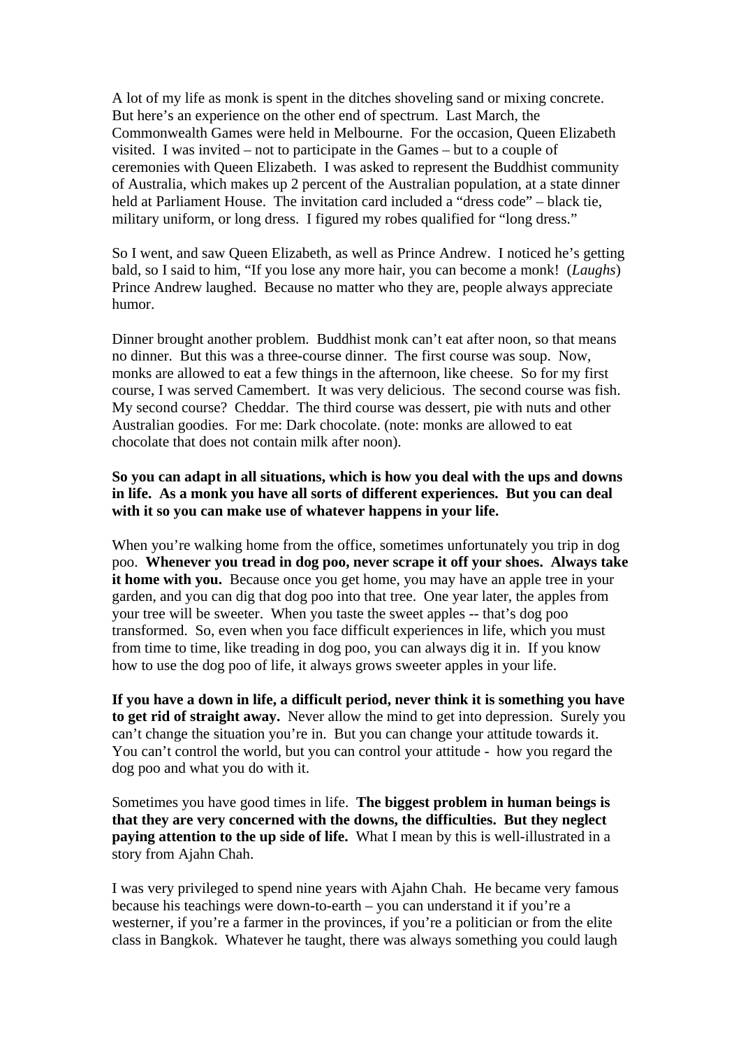A lot of my life as monk is spent in the ditches shoveling sand or mixing concrete. But here's an experience on the other end of spectrum. Last March, the Commonwealth Games were held in Melbourne. For the occasion, Queen Elizabeth visited. I was invited – not to participate in the Games – but to a couple of ceremonies with Queen Elizabeth. I was asked to represent the Buddhist community of Australia, which makes up 2 percent of the Australian population, at a state dinner held at Parliament House. The invitation card included a "dress code" – black tie, military uniform, or long dress. I figured my robes qualified for "long dress."

So I went, and saw Queen Elizabeth, as well as Prince Andrew. I noticed he's getting bald, so I said to him, "If you lose any more hair, you can become a monk! (*Laughs*) Prince Andrew laughed. Because no matter who they are, people always appreciate humor.

Dinner brought another problem. Buddhist monk can't eat after noon, so that means no dinner. But this was a three-course dinner. The first course was soup. Now, monks are allowed to eat a few things in the afternoon, like cheese. So for my first course, I was served Camembert. It was very delicious. The second course was fish. My second course? Cheddar. The third course was dessert, pie with nuts and other Australian goodies. For me: Dark chocolate. (note: monks are allowed to eat chocolate that does not contain milk after noon).

**So you can adapt in all situations, which is how you deal with the ups and downs in life. As a monk you have all sorts of different experiences. But you can deal with it so you can make use of whatever happens in your life.**

When you're walking home from the office, sometimes unfortunately you trip in dog poo. **Whenever you tread in dog poo, never scrape it off your shoes. Always take it home with you.** Because once you get home, you may have an apple tree in your garden, and you can dig that dog poo into that tree. One year later, the apples from your tree will be sweeter. When you taste the sweet apples -- that's dog poo transformed. So, even when you face difficult experiences in life, which you must from time to time, like treading in dog poo, you can always dig it in. If you know how to use the dog poo of life, it always grows sweeter apples in your life.

**If you have a down in life, a difficult period, never think it is something you have to get rid of straight away.** Never allow the mind to get into depression. Surely you can't change the situation you're in. But you can change your attitude towards it. You can't control the world, but you can control your attitude - how you regard the dog poo and what you do with it.

Sometimes you have good times in life. **The biggest problem in human beings is that they are very concerned with the downs, the difficulties. But they neglect paying attention to the up side of life.** What I mean by this is well-illustrated in a story from Ajahn Chah.

I was very privileged to spend nine years with Ajahn Chah. He became very famous because his teachings were down-to-earth – you can understand it if you're a westerner, if you're a farmer in the provinces, if you're a politician or from the elite class in Bangkok. Whatever he taught, there was always something you could laugh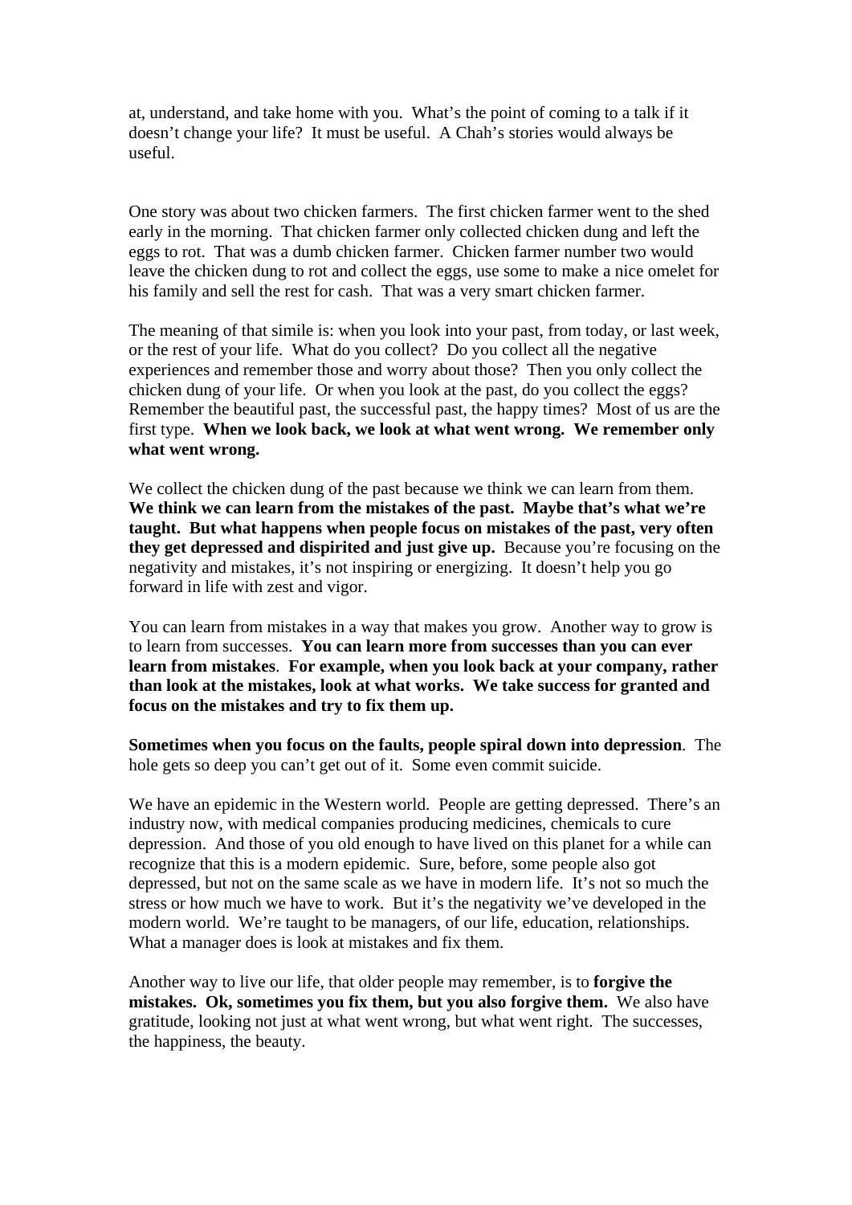at, understand, and take home with you. What's the point of coming to a talk if it doesn't change your life? It must be useful. A Chah's stories would always be useful.

One story was about two chicken farmers. The first chicken farmer went to the shed early in the morning. That chicken farmer only collected chicken dung and left the eggs to rot. That was a dumb chicken farmer. Chicken farmer number two would leave the chicken dung to rot and collect the eggs, use some to make a nice omelet for his family and sell the rest for cash. That was a very smart chicken farmer.

The meaning of that simile is: when you look into your past, from today, or last week, or the rest of your life. What do you collect? Do you collect all the negative experiences and remember those and worry about those? Then you only collect the chicken dung of your life. Or when you look at the past, do you collect the eggs? Remember the beautiful past, the successful past, the happy times? Most of us are the first type. **When we look back, we look at what went wrong. We remember only what went wrong.**

We collect the chicken dung of the past because we think we can learn from them. **We think we can learn from the mistakes of the past. Maybe that's what we're taught. But what happens when people focus on mistakes of the past, very often they get depressed and dispirited and just give up.** Because you're focusing on the negativity and mistakes, it's not inspiring or energizing. It doesn't help you go forward in life with zest and vigor.

You can learn from mistakes in a way that makes you grow. Another way to grow is to learn from successes. **You can learn more from successes than you can ever learn from mistakes**. **For example, when you look back at your company, rather than look at the mistakes, look at what works. We take success for granted and focus on the mistakes and try to fix them up.**

**Sometimes when you focus on the faults, people spiral down into depression**. The hole gets so deep you can't get out of it. Some even commit suicide.

We have an epidemic in the Western world. People are getting depressed. There's an industry now, with medical companies producing medicines, chemicals to cure depression. And those of you old enough to have lived on this planet for a while can recognize that this is a modern epidemic. Sure, before, some people also got depressed, but not on the same scale as we have in modern life. It's not so much the stress or how much we have to work. But it's the negativity we've developed in the modern world. We're taught to be managers, of our life, education, relationships. What a manager does is look at mistakes and fix them.

Another way to live our life, that older people may remember, is to **forgive the mistakes. Ok, sometimes you fix them, but you also forgive them.** We also have gratitude, looking not just at what went wrong, but what went right. The successes, the happiness, the beauty.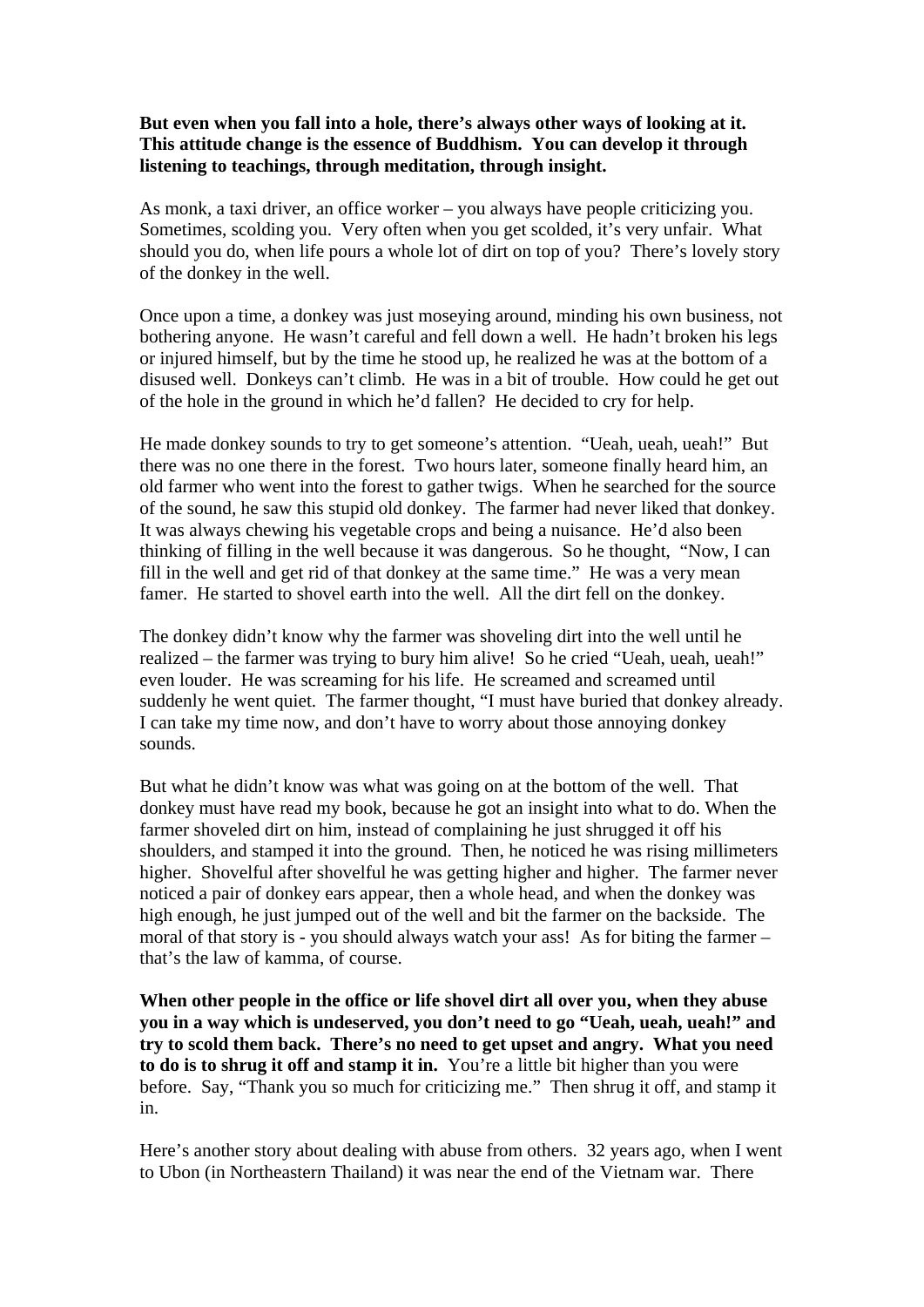**But even when you fall into a hole, there's always other ways of looking at it. This attitude change is the essence of Buddhism. You can develop it through listening to teachings, through meditation, through insight.**

As monk, a taxi driver, an office worker – you always have people criticizing you. Sometimes, scolding you. Very often when you get scolded, it's very unfair. What should you do, when life pours a whole lot of dirt on top of you? There's lovely story of the donkey in the well.

Once upon a time, a donkey was just moseying around, minding his own business, not bothering anyone. He wasn't careful and fell down a well. He hadn't broken his legs or injured himself, but by the time he stood up, he realized he was at the bottom of a disused well. Donkeys can't climb. He was in a bit of trouble. How could he get out of the hole in the ground in which he'd fallen? He decided to cry for help.

He made donkey sounds to try to get someone's attention. "Ueah, ueah, ueah!" But there was no one there in the forest. Two hours later, someone finally heard him, an old farmer who went into the forest to gather twigs. When he searched for the source of the sound, he saw this stupid old donkey. The farmer had never liked that donkey. It was always chewing his vegetable crops and being a nuisance. He'd also been thinking of filling in the well because it was dangerous. So he thought, "Now, I can fill in the well and get rid of that donkey at the same time." He was a very mean famer. He started to shovel earth into the well. All the dirt fell on the donkey.

The donkey didn't know why the farmer was shoveling dirt into the well until he realized – the farmer was trying to bury him alive! So he cried "Ueah, ueah, ueah!" even louder. He was screaming for his life. He screamed and screamed until suddenly he went quiet. The farmer thought, "I must have buried that donkey already. I can take my time now, and don't have to worry about those annoying donkey sounds.

But what he didn't know was what was going on at the bottom of the well. That donkey must have read my book, because he got an insight into what to do. When the farmer shoveled dirt on him, instead of complaining he just shrugged it off his shoulders, and stamped it into the ground. Then, he noticed he was rising millimeters higher. Shovelful after shovelful he was getting higher and higher. The farmer never noticed a pair of donkey ears appear, then a whole head, and when the donkey was high enough, he just jumped out of the well and bit the farmer on the backside. The moral of that story is - you should always watch your ass! As for biting the farmer – that's the law of kamma, of course.

**When other people in the office or life shovel dirt all over you, when they abuse you in a way which is undeserved, you don't need to go "Ueah, ueah, ueah!" and try to scold them back. There's no need to get upset and angry. What you need to do is to shrug it off and stamp it in.** You're a little bit higher than you were before. Say, "Thank you so much for criticizing me." Then shrug it off, and stamp it in.

Here's another story about dealing with abuse from others. 32 years ago, when I went to Ubon (in Northeastern Thailand) it was near the end of the Vietnam war. There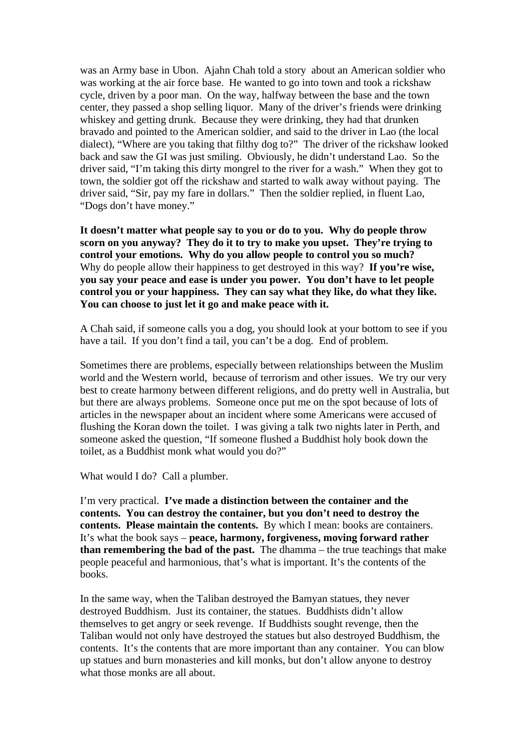was an Army base in Ubon. Ajahn Chah told a story about an American soldier who was working at the air force base. He wanted to go into town and took a rickshaw cycle, driven by a poor man. On the way, halfway between the base and the town center, they passed a shop selling liquor. Many of the driver's friends were drinking whiskey and getting drunk. Because they were drinking, they had that drunken bravado and pointed to the American soldier, and said to the driver in Lao (the local dialect), "Where are you taking that filthy dog to?" The driver of the rickshaw looked back and saw the GI was just smiling. Obviously, he didn't understand Lao. So the driver said, "I'm taking this dirty mongrel to the river for a wash." When they got to town, the soldier got off the rickshaw and started to walk away without paying. The driver said, "Sir, pay my fare in dollars." Then the soldier replied, in fluent Lao, "Dogs don't have money."

**It doesn't matter what people say to you or do to you. Why do people throw scorn on you anyway? They do it to try to make you upset. They're trying to control your emotions. Why do you allow people to control you so much?** Why do people allow their happiness to get destroyed in this way? **If you're wise, you say your peace and ease is under you power. You don't have to let people control you or your happiness. They can say what they like, do what they like. You can choose to just let it go and make peace with it.**

A Chah said, if someone calls you a dog, you should look at your bottom to see if you have a tail. If you don't find a tail, you can't be a dog. End of problem.

Sometimes there are problems, especially between relationships between the Muslim world and the Western world, because of terrorism and other issues. We try our very best to create harmony between different religions, and do pretty well in Australia, but but there are always problems. Someone once put me on the spot because of lots of articles in the newspaper about an incident where some Americans were accused of flushing the Koran down the toilet. I was giving a talk two nights later in Perth, and someone asked the question, "If someone flushed a Buddhist holy book down the toilet, as a Buddhist monk what would you do?"

What would I do? Call a plumber.

I'm very practical. **I've made a distinction between the container and the contents. You can destroy the container, but you don't need to destroy the contents. Please maintain the contents.** By which I mean: books are containers. It's what the book says – **peace, harmony, forgiveness, moving forward rather than remembering the bad of the past.** The dhamma – the true teachings that make people peaceful and harmonious, that's what is important. It's the contents of the books.

In the same way, when the Taliban destroyed the Bamyan statues, they never destroyed Buddhism. Just its container, the statues. Buddhists didn't allow themselves to get angry or seek revenge. If Buddhists sought revenge, then the Taliban would not only have destroyed the statues but also destroyed Buddhism, the contents. It's the contents that are more important than any container. You can blow up statues and burn monasteries and kill monks, but don't allow anyone to destroy what those monks are all about.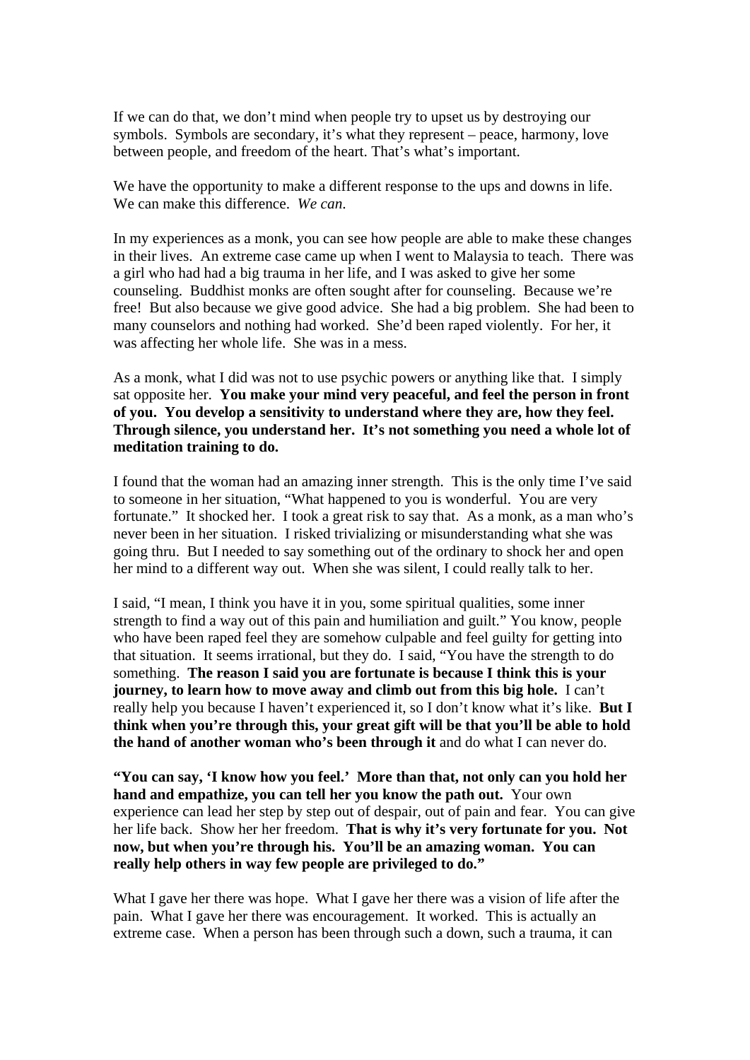If we can do that, we don't mind when people try to upset us by destroying our symbols. Symbols are secondary, it's what they represent – peace, harmony, love between people, and freedom of the heart. That's what's important.

We have the opportunity to make a different response to the ups and downs in life. We can make this difference. *We can.*

In my experiences as a monk, you can see how people are able to make these changes in their lives. An extreme case came up when I went to Malaysia to teach. There was a girl who had had a big trauma in her life, and I was asked to give her some counseling. Buddhist monks are often sought after for counseling. Because we're free! But also because we give good advice. She had a big problem. She had been to many counselors and nothing had worked. She'd been raped violently. For her, it was affecting her whole life. She was in a mess.

As a monk, what I did was not to use psychic powers or anything like that. I simply sat opposite her. **You make your mind very peaceful, and feel the person in front of you. You develop a sensitivity to understand where they are, how they feel. Through silence, you understand her. It's not something you need a whole lot of meditation training to do.**

I found that the woman had an amazing inner strength. This is the only time I've said to someone in her situation, "What happened to you is wonderful. You are very fortunate." It shocked her. I took a great risk to say that. As a monk, as a man who's never been in her situation. I risked trivializing or misunderstanding what she was going thru. But I needed to say something out of the ordinary to shock her and open her mind to a different way out. When she was silent, I could really talk to her.

I said, "I mean, I think you have it in you, some spiritual qualities, some inner strength to find a way out of this pain and humiliation and guilt." You know, people who have been raped feel they are somehow culpable and feel guilty for getting into that situation. It seems irrational, but they do. I said, "You have the strength to do something. **The reason I said you are fortunate is because I think this is your journey, to learn how to move away and climb out from this big hole.** I can't really help you because I haven't experienced it, so I don't know what it's like. **But I think when you're through this, your great gift will be that you'll be able to hold the hand of another woman who's been through it** and do what I can never do.

**"You can say, 'I know how you feel.' More than that, not only can you hold her hand and empathize, you can tell her you know the path out.** Your own experience can lead her step by step out of despair, out of pain and fear. You can give her life back. Show her her freedom. **That is why it's very fortunate for you. Not now, but when you're through his. You'll be an amazing woman. You can really help others in way few people are privileged to do."**

What I gave her there was hope. What I gave her there was a vision of life after the pain. What I gave her there was encouragement. It worked. This is actually an extreme case. When a person has been through such a down, such a trauma, it can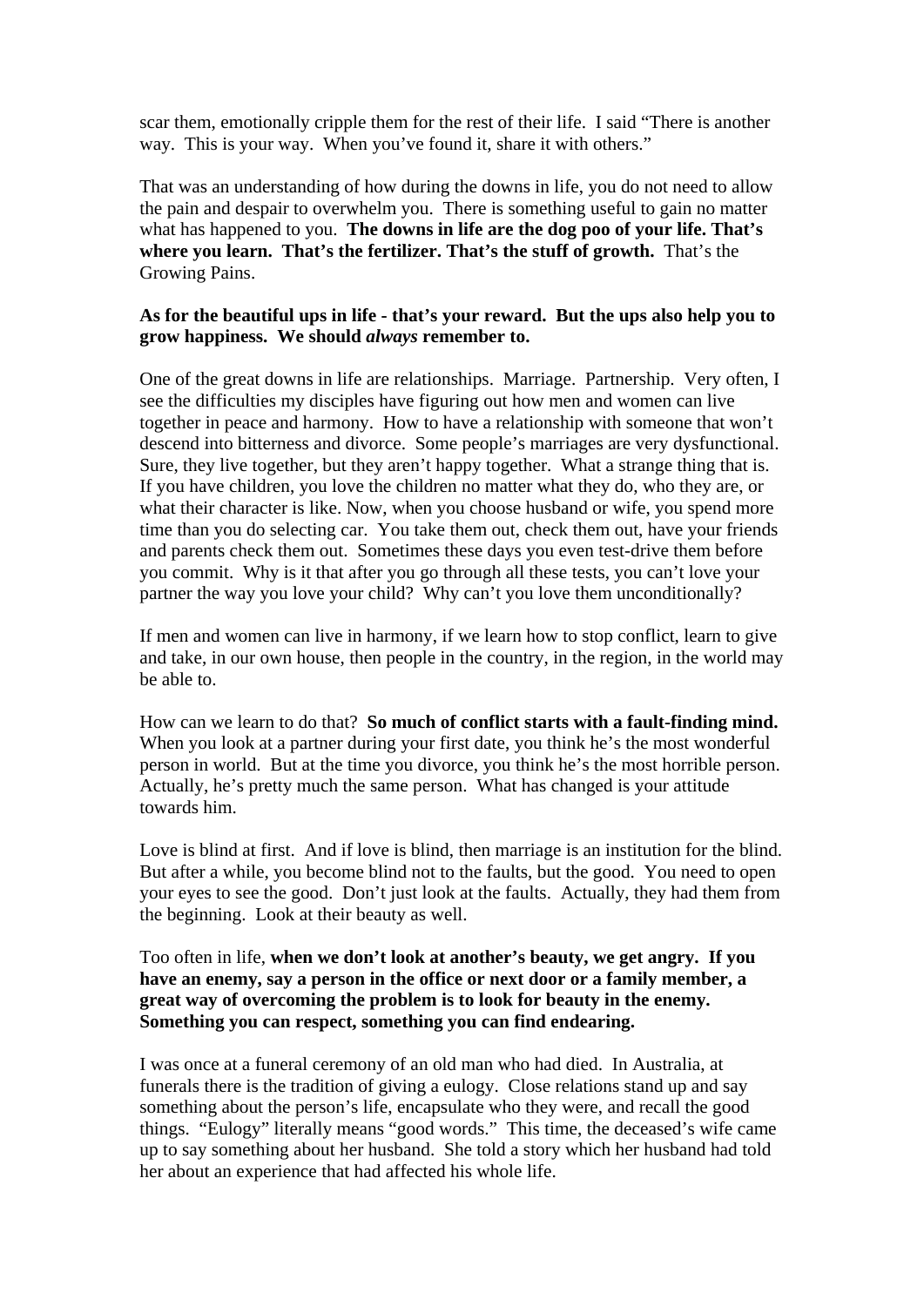scar them, emotionally cripple them for the rest of their life. I said "There is another way. This is your way. When you've found it, share it with others."

That was an understanding of how during the downs in life, you do not need to allow the pain and despair to overwhelm you. There is something useful to gain no matter what has happened to you. **The downs in life are the dog poo of your life. That's where you learn. That's the fertilizer. That's the stuff of growth.** That's the Growing Pains.

**As for the beautiful ups in life - that's your reward. But the ups also help you to grow happiness. We should *always* remember to.**

One of the great downs in life are relationships. Marriage. Partnership. Very often, I see the difficulties my disciples have figuring out how men and women can live together in peace and harmony. How to have a relationship with someone that won't descend into bitterness and divorce. Some people's marriages are very dysfunctional. Sure, they live together, but they aren't happy together. What a strange thing that is. If you have children, you love the children no matter what they do, who they are, or what their character is like. Now, when you choose husband or wife, you spend more time than you do selecting car. You take them out, check them out, have your friends and parents check them out. Sometimes these days you even test-drive them before you commit. Why is it that after you go through all these tests, you can't love your partner the way you love your child? Why can't you love them unconditionally?

If men and women can live in harmony, if we learn how to stop conflict, learn to give and take, in our own house, then people in the country, in the region, in the world may be able to.

How can we learn to do that? **So much of conflict starts with a fault-finding mind.** When you look at a partner during your first date, you think he's the most wonderful person in world. But at the time you divorce, you think he's the most horrible person. Actually, he's pretty much the same person. What has changed is your attitude towards him.

Love is blind at first. And if love is blind, then marriage is an institution for the blind. But after a while, you become blind not to the faults, but the good. You need to open your eyes to see the good. Don't just look at the faults. Actually, they had them from the beginning. Look at their beauty as well.

Too often in life, **when we don't look at another's beauty, we get angry. If you have an enemy, say a person in the office or next door or a family member, a great way of overcoming the problem is to look for beauty in the enemy. Something you can respect, something you can find endearing.**

I was once at a funeral ceremony of an old man who had died. In Australia, at funerals there is the tradition of giving a eulogy. Close relations stand up and say something about the person's life, encapsulate who they were, and recall the good things. "Eulogy" literally means "good words." This time, the deceased's wife came up to say something about her husband. She told a story which her husband had told her about an experience that had affected his whole life.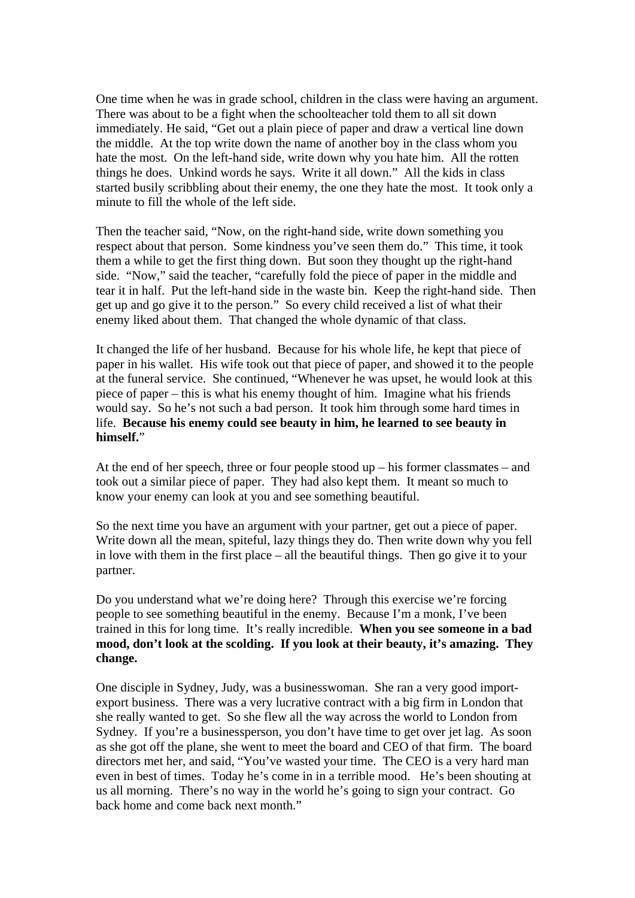One time when he was in grade school, children in the class were having an argument. There was about to be a fight when the schoolteacher told them to all sit down immediately. He said, "Get out a plain piece of paper and draw a vertical line down the middle. At the top write down the name of another boy in the class whom you hate the most. On the left-hand side, write down why you hate him. All the rotten things he does. Unkind words he says. Write it all down." All the kids in class started busily scribbling about their enemy, the one they hate the most. It took only a minute to fill the whole of the left side.

Then the teacher said, "Now, on the right-hand side, write down something you respect about that person. Some kindness you've seen them do." This time, it took them a while to get the first thing down. But soon they thought up the right-hand side. "Now," said the teacher, "carefully fold the piece of paper in the middle and tear it in half. Put the left-hand side in the waste bin. Keep the right-hand side. Then get up and go give it to the person." So every child received a list of what their enemy liked about them. That changed the whole dynamic of that class.

It changed the life of her husband. Because for his whole life, he kept that piece of paper in his wallet. His wife took out that piece of paper, and showed it to the people at the funeral service. She continued, "Whenever he was upset, he would look at this piece of paper – this is what his enemy thought of him. Imagine what his friends would say. So he's not such a bad person. It took him through some hard times in life. **Because his enemy could see beauty in him, he learned to see beauty in himself.**"

At the end of her speech, three or four people stood up – his former classmates – and took out a similar piece of paper. They had also kept them. It meant so much to know your enemy can look at you and see something beautiful.

So the next time you have an argument with your partner, get out a piece of paper. Write down all the mean, spiteful, lazy things they do. Then write down why you fell in love with them in the first place – all the beautiful things. Then go give it to your partner.

Do you understand what we're doing here? Through this exercise we're forcing people to see something beautiful in the enemy. Because I'm a monk, I've been trained in this for long time. It's really incredible. **When you see someone in a bad mood, don't look at the scolding. If you look at their beauty, it's amazing. They change.**

One disciple in Sydney, Judy, was a businesswoman. She ran a very good import-export business. There was a very lucrative contract with a big firm in London that she really wanted to get. So she flew all the way across the world to London from Sydney. If you're a businessperson, you don't have time to get over jet lag. As soon as she got off the plane, she went to meet the board and CEO of that firm. The board directors met her, and said, "You've wasted your time. The CEO is a very hard man even in best of times. Today he's come in in a terrible mood. He's been shouting at us all morning. There's no way in the world he's going to sign your contract. Go back home and come back next month."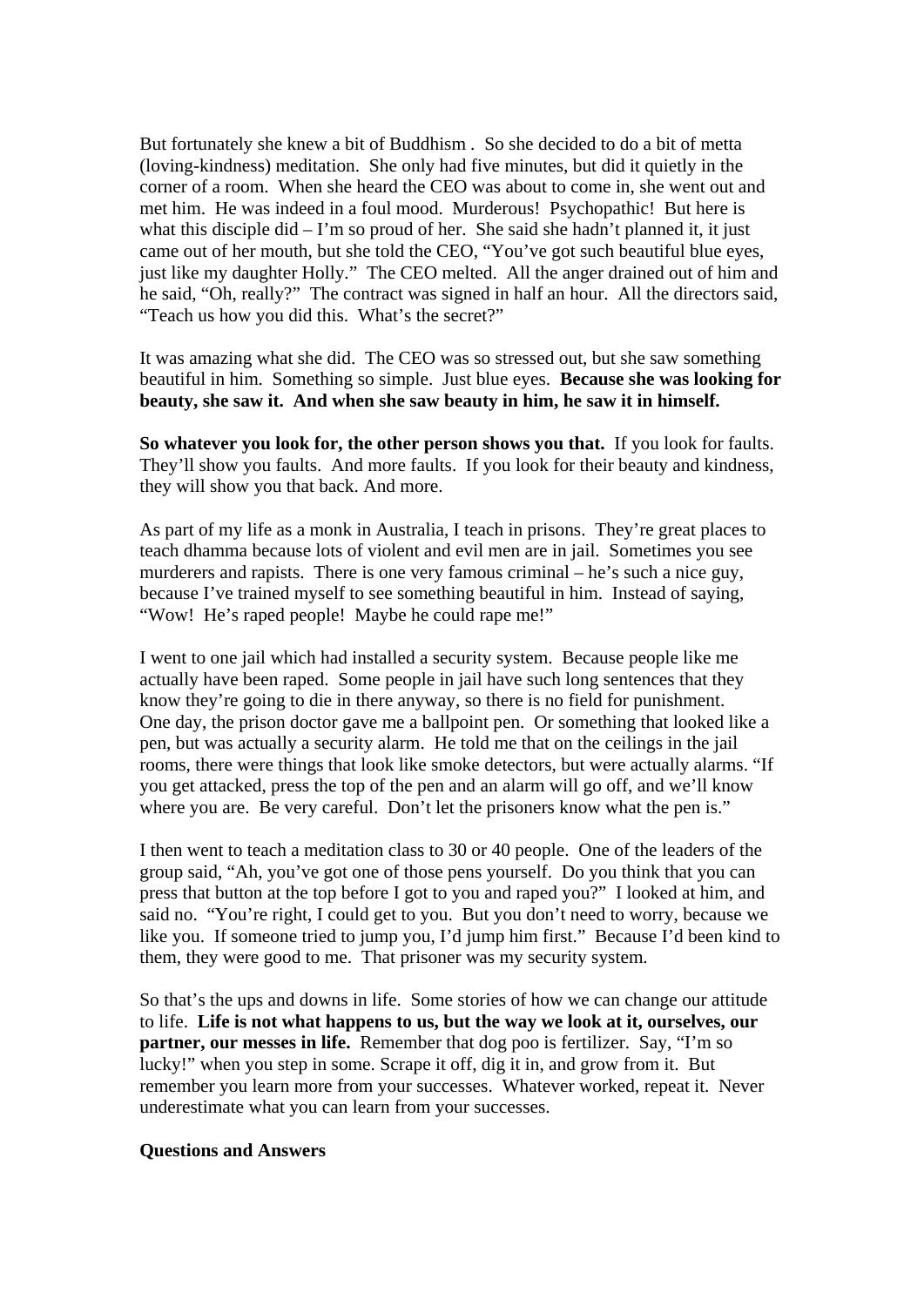But fortunately she knew a bit of Buddhism . So she decided to do a bit of metta (loving-kindness) meditation. She only had five minutes, but did it quietly in the corner of a room. When she heard the CEO was about to come in, she went out and met him. He was indeed in a foul mood. Murderous! Psychopathic! But here is what this disciple did – I'm so proud of her. She said she hadn't planned it, it just came out of her mouth, but she told the CEO, "You've got such beautiful blue eyes, just like my daughter Holly." The CEO melted. All the anger drained out of him and he said, "Oh, really?" The contract was signed in half an hour. All the directors said, "Teach us how you did this. What's the secret?"

It was amazing what she did. The CEO was so stressed out, but she saw something beautiful in him. Something so simple. Just blue eyes. **Because she was looking for beauty, she saw it. And when she saw beauty in him, he saw it in himself.**

**So whatever you look for, the other person shows you that.** If you look for faults. They'll show you faults. And more faults. If you look for their beauty and kindness, they will show you that back. And more.

As part of my life as a monk in Australia, I teach in prisons. They're great places to teach dhamma because lots of violent and evil men are in jail. Sometimes you see murderers and rapists. There is one very famous criminal – he's such a nice guy, because I've trained myself to see something beautiful in him. Instead of saying, "Wow! He's raped people! Maybe he could rape me!"

I went to one jail which had installed a security system. Because people like me actually have been raped. Some people in jail have such long sentences that they know they're going to die in there anyway, so there is no field for punishment. One day, the prison doctor gave me a ballpoint pen. Or something that looked like a pen, but was actually a security alarm. He told me that on the ceilings in the jail rooms, there were things that look like smoke detectors, but were actually alarms. "If you get attacked, press the top of the pen and an alarm will go off, and we'll know where you are. Be very careful. Don't let the prisoners know what the pen is."

I then went to teach a meditation class to 30 or 40 people. One of the leaders of the group said, "Ah, you've got one of those pens yourself. Do you think that you can press that button at the top before I got to you and raped you?" I looked at him, and said no. "You're right, I could get to you. But you don't need to worry, because we like you. If someone tried to jump you, I'd jump him first." Because I'd been kind to them, they were good to me. That prisoner was my security system.

So that's the ups and downs in life. Some stories of how we can change our attitude to life. **Life is not what happens to us, but the way we look at it, ourselves, our partner, our messes in life.** Remember that dog poo is fertilizer. Say, "I'm so lucky!" when you step in some. Scrape it off, dig it in, and grow from it. But remember you learn more from your successes. Whatever worked, repeat it. Never underestimate what you can learn from your successes.

**Questions and Answers**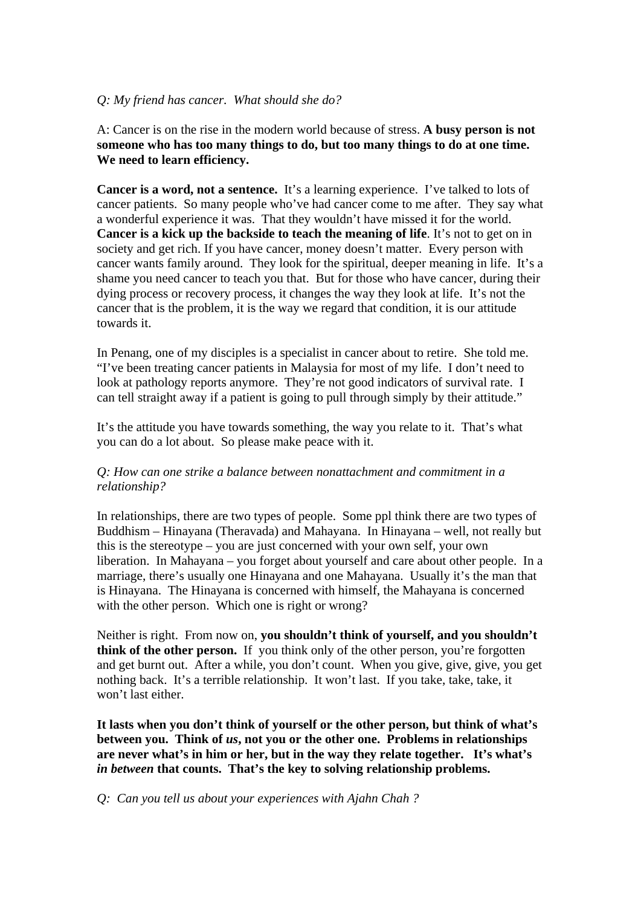*Q: My friend has cancer. What should she do?*

A: Cancer is on the rise in the modern world because of stress. **A busy person is not someone who has too many things to do, but too many things to do at one time. We need to learn efficiency.**

**Cancer is a word, not a sentence.** It's a learning experience. I've talked to lots of cancer patients. So many people who've had cancer come to me after. They say what a wonderful experience it was. That they wouldn't have missed it for the world. **Cancer is a kick up the backside to teach the meaning of life**. It's not to get on in society and get rich. If you have cancer, money doesn't matter. Every person with cancer wants family around. They look for the spiritual, deeper meaning in life. It's a shame you need cancer to teach you that. But for those who have cancer, during their dying process or recovery process, it changes the way they look at life. It's not the cancer that is the problem, it is the way we regard that condition, it is our attitude towards it.

In Penang, one of my disciples is a specialist in cancer about to retire. She told me. "I've been treating cancer patients in Malaysia for most of my life. I don't need to look at pathology reports anymore. They're not good indicators of survival rate. I can tell straight away if a patient is going to pull through simply by their attitude."

It's the attitude you have towards something, the way you relate to it. That's what you can do a lot about. So please make peace with it.

*Q: How can one strike a balance between nonattachment and commitment in a relationship?*

In relationships, there are two types of people. Some ppl think there are two types of Buddhism – Hinayana (Theravada) and Mahayana. In Hinayana – well, not really but this is the stereotype – you are just concerned with your own self, your own liberation. In Mahayana – you forget about yourself and care about other people. In a marriage, there's usually one Hinayana and one Mahayana. Usually it's the man that is Hinayana. The Hinayana is concerned with himself, the Mahayana is concerned with the other person. Which one is right or wrong?

Neither is right. From now on, **you shouldn't think of yourself, and you shouldn't think of the other person.** If you think only of the other person, you're forgotten and get burnt out. After a while, you don't count. When you give, give, give, you get nothing back. It's a terrible relationship. It won't last. If you take, take, take, it won't last either.

**It lasts when you don't think of yourself or the other person, but think of what's between you. Think of *us*, not you or the other one. Problems in relationships are never what's in him or her, but in the way they relate together. It's what's *in between* that counts. That's the key to solving relationship problems.**

*Q: Can you tell us about your experiences with Ajahn Chah ?*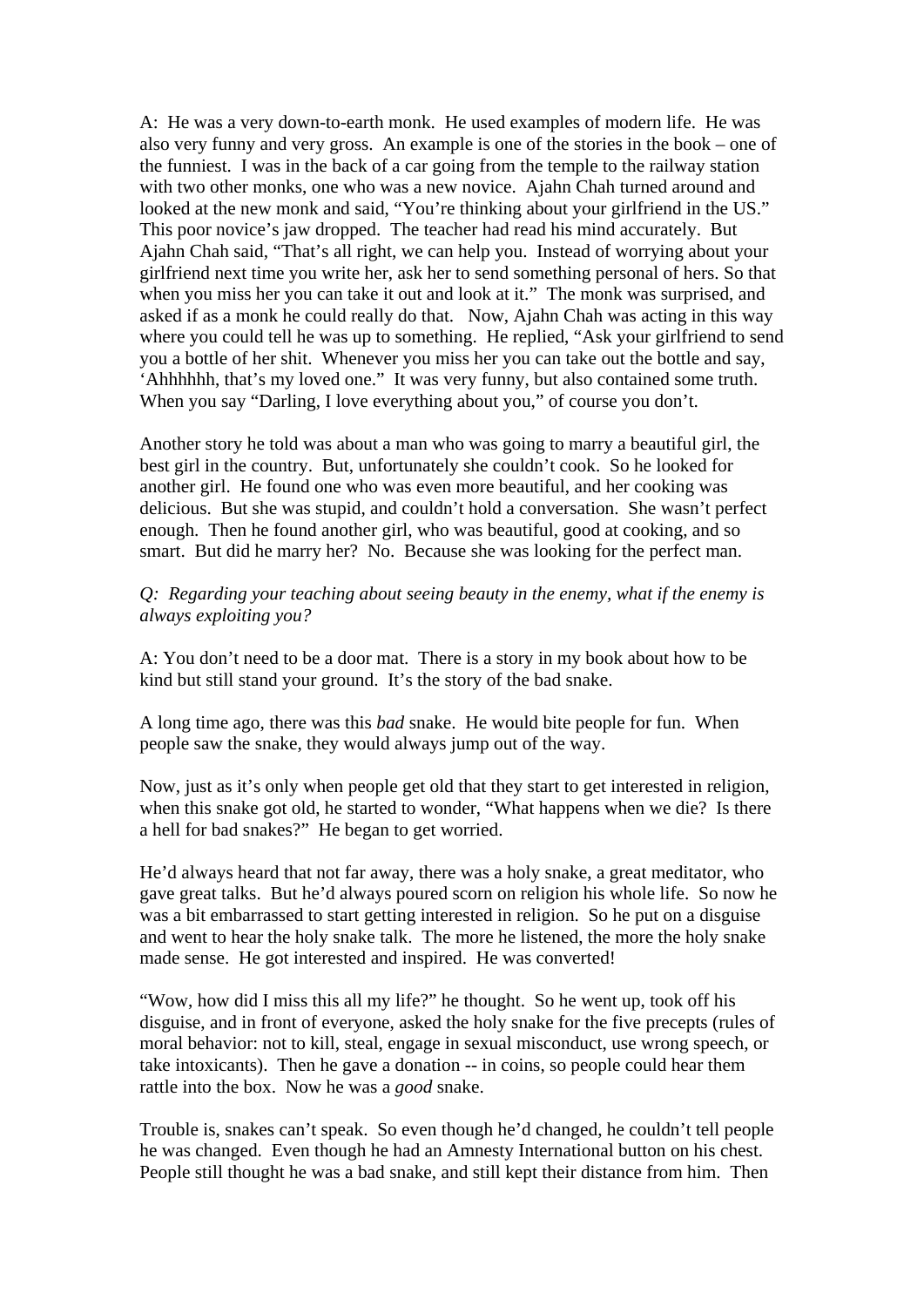A: He was a very down-to-earth monk. He used examples of modern life. He was also very funny and very gross. An example is one of the stories in the book – one of the funniest. I was in the back of a car going from the temple to the railway station with two other monks, one who was a new novice. Ajahn Chah turned around and looked at the new monk and said, "You're thinking about your girlfriend in the US." This poor novice's jaw dropped. The teacher had read his mind accurately. But Ajahn Chah said, "That's all right, we can help you. Instead of worrying about your girlfriend next time you write her, ask her to send something personal of hers. So that when you miss her you can take it out and look at it." The monk was surprised, and asked if as a monk he could really do that. Now, Ajahn Chah was acting in this way where you could tell he was up to something. He replied, "Ask your girlfriend to send you a bottle of her shit. Whenever you miss her you can take out the bottle and say, 'Ahhhhhh, that's my loved one." It was very funny, but also contained some truth. When you say "Darling, I love everything about you," of course you don't.

Another story he told was about a man who was going to marry a beautiful girl, the best girl in the country. But, unfortunately she couldn't cook. So he looked for another girl. He found one who was even more beautiful, and her cooking was delicious. But she was stupid, and couldn't hold a conversation. She wasn't perfect enough. Then he found another girl, who was beautiful, good at cooking, and so smart. But did he marry her? No. Because she was looking for the perfect man.

*Q: Regarding your teaching about seeing beauty in the enemy, what if the enemy is always exploiting you?*

A: You don't need to be a door mat. There is a story in my book about how to be kind but still stand your ground. It's the story of the bad snake.

A long time ago, there was this *bad* snake. He would bite people for fun. When people saw the snake, they would always jump out of the way.

Now, just as it's only when people get old that they start to get interested in religion, when this snake got old, he started to wonder, "What happens when we die? Is there a hell for bad snakes?" He began to get worried.

He'd always heard that not far away, there was a holy snake, a great meditator, who gave great talks. But he'd always poured scorn on religion his whole life. So now he was a bit embarrassed to start getting interested in religion. So he put on a disguise and went to hear the holy snake talk. The more he listened, the more the holy snake made sense. He got interested and inspired. He was converted!

"Wow, how did I miss this all my life?" he thought. So he went up, took off his disguise, and in front of everyone, asked the holy snake for the five precepts (rules of moral behavior: not to kill, steal, engage in sexual misconduct, use wrong speech, or take intoxicants). Then he gave a donation -- in coins, so people could hear them rattle into the box. Now he was a *good* snake.

Trouble is, snakes can't speak. So even though he'd changed, he couldn't tell people he was changed. Even though he had an Amnesty International button on his chest. People still thought he was a bad snake, and still kept their distance from him. Then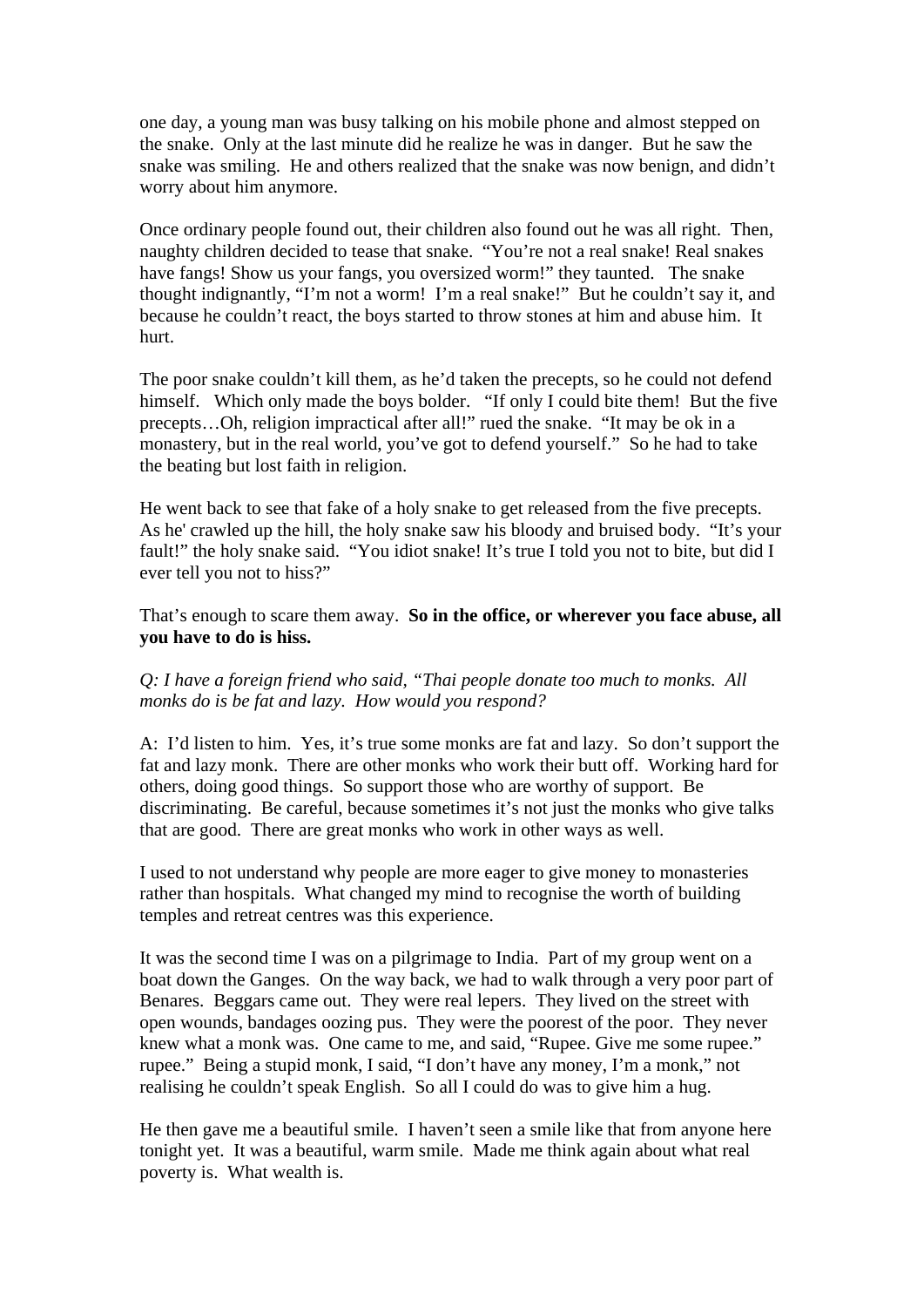one day, a young man was busy talking on his mobile phone and almost stepped on the snake. Only at the last minute did he realize he was in danger. But he saw the snake was smiling. He and others realized that the snake was now benign, and didn't worry about him anymore.

Once ordinary people found out, their children also found out he was all right. Then, naughty children decided to tease that snake. "You're not a real snake! Real snakes have fangs! Show us your fangs, you oversized worm!" they taunted. The snake thought indignantly, "I'm not a worm! I'm a real snake!" But he couldn't say it, and because he couldn't react, the boys started to throw stones at him and abuse him. It hurt.

The poor snake couldn't kill them, as he'd taken the precepts, so he could not defend himself. Which only made the boys bolder. "If only I could bite them! But the five precepts…Oh, religion impractical after all!" rued the snake. "It may be ok in a monastery, but in the real world, you've got to defend yourself." So he had to take the beating but lost faith in religion.

He went back to see that fake of a holy snake to get released from the five precepts. As he' crawled up the hill, the holy snake saw his bloody and bruised body. "It's your fault!" the holy snake said. "You idiot snake! It's true I told you not to bite, but did I ever tell you not to hiss?"

That's enough to scare them away. **So in the office, or wherever you face abuse, all you have to do is hiss.**

*Q: I have a foreign friend who said, "Thai people donate too much to monks. All monks do is be fat and lazy. How would you respond?*

A: I'd listen to him. Yes, it's true some monks are fat and lazy. So don't support the fat and lazy monk. There are other monks who work their butt off. Working hard for others, doing good things. So support those who are worthy of support. Be discriminating. Be careful, because sometimes it's not just the monks who give talks that are good. There are great monks who work in other ways as well.

I used to not understand why people are more eager to give money to monasteries rather than hospitals. What changed my mind to recognise the worth of building temples and retreat centres was this experience.

It was the second time I was on a pilgrimage to India. Part of my group went on a boat down the Ganges. On the way back, we had to walk through a very poor part of Benares. Beggars came out. They were real lepers. They lived on the street with open wounds, bandages oozing pus. They were the poorest of the poor. They never knew what a monk was. One came to me, and said, "Rupee. Give me some rupee." rupee." Being a stupid monk, I said, "I don't have any money, I'm a monk," not realising he couldn't speak English. So all I could do was to give him a hug.

He then gave me a beautiful smile. I haven't seen a smile like that from anyone here tonight yet. It was a beautiful, warm smile. Made me think again about what real poverty is. What wealth is.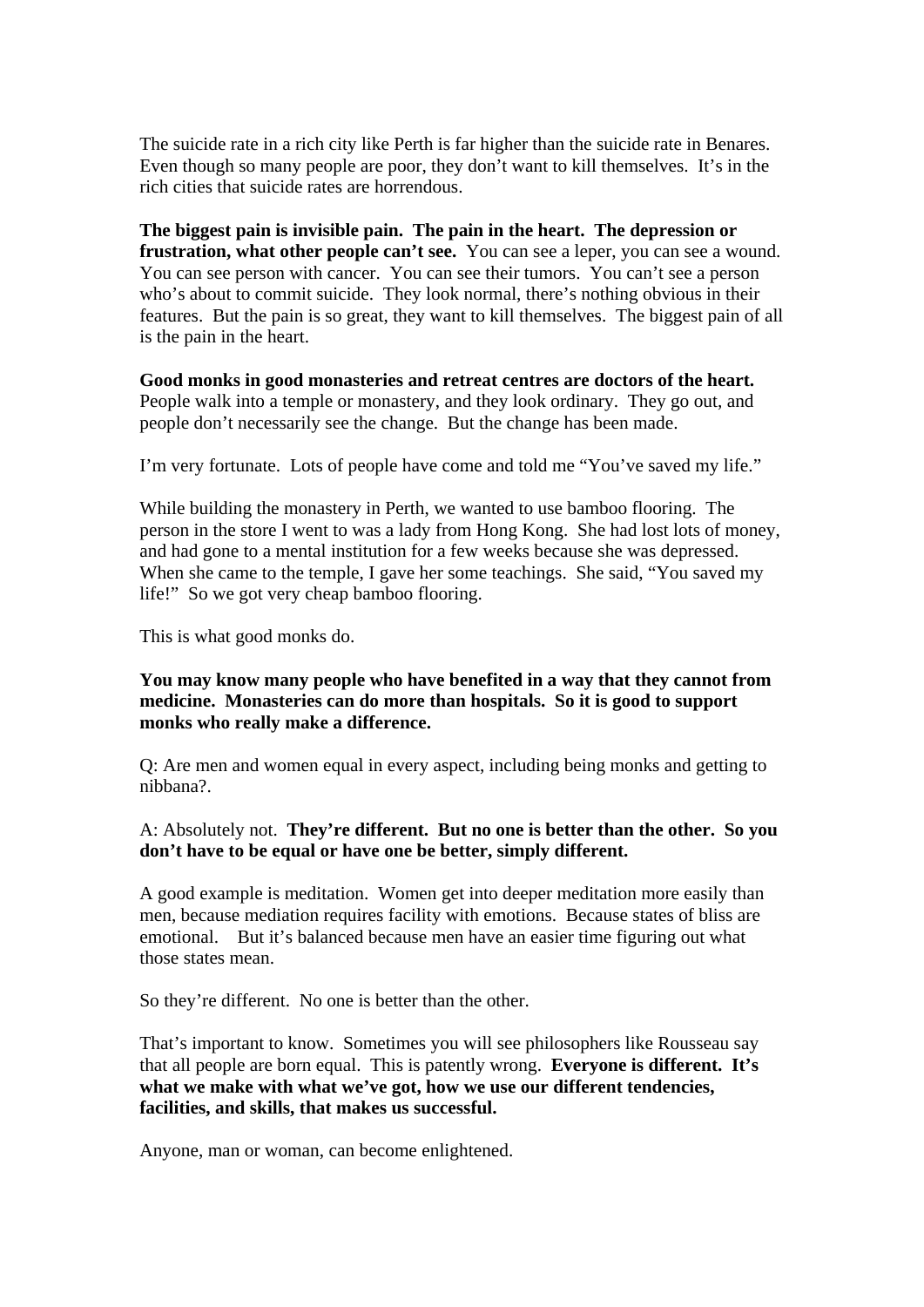The suicide rate in a rich city like Perth is far higher than the suicide rate in Benares. Even though so many people are poor, they don't want to kill themselves. It's in the rich cities that suicide rates are horrendous.

**The biggest pain is invisible pain. The pain in the heart. The depression or frustration, what other people can't see.** You can see a leper, you can see a wound. You can see person with cancer. You can see their tumors. You can't see a person who's about to commit suicide. They look normal, there's nothing obvious in their features. But the pain is so great, they want to kill themselves. The biggest pain of all is the pain in the heart.

**Good monks in good monasteries and retreat centres are doctors of the heart.** People walk into a temple or monastery, and they look ordinary. They go out, and people don't necessarily see the change. But the change has been made.

I'm very fortunate. Lots of people have come and told me "You've saved my life."

While building the monastery in Perth, we wanted to use bamboo flooring. The person in the store I went to was a lady from Hong Kong. She had lost lots of money, and had gone to a mental institution for a few weeks because she was depressed. When she came to the temple, I gave her some teachings. She said, "You saved my life!" So we got very cheap bamboo flooring.

This is what good monks do.

**You may know many people who have benefited in a way that they cannot from medicine. Monasteries can do more than hospitals. So it is good to support monks who really make a difference.**

Q: Are men and women equal in every aspect, including being monks and getting to nibbana?.

A: Absolutely not. **They're different. But no one is better than the other. So you don't have to be equal or have one be better, simply different.**

A good example is meditation. Women get into deeper meditation more easily than men, because mediation requires facility with emotions. Because states of bliss are emotional. But it's balanced because men have an easier time figuring out what those states mean.

So they're different. No one is better than the other.

That's important to know. Sometimes you will see philosophers like Rousseau say that all people are born equal. This is patently wrong. **Everyone is different. It's what we make with what we've got, how we use our different tendencies, facilities, and skills, that makes us successful.**

Anyone, man or woman, can become enlightened.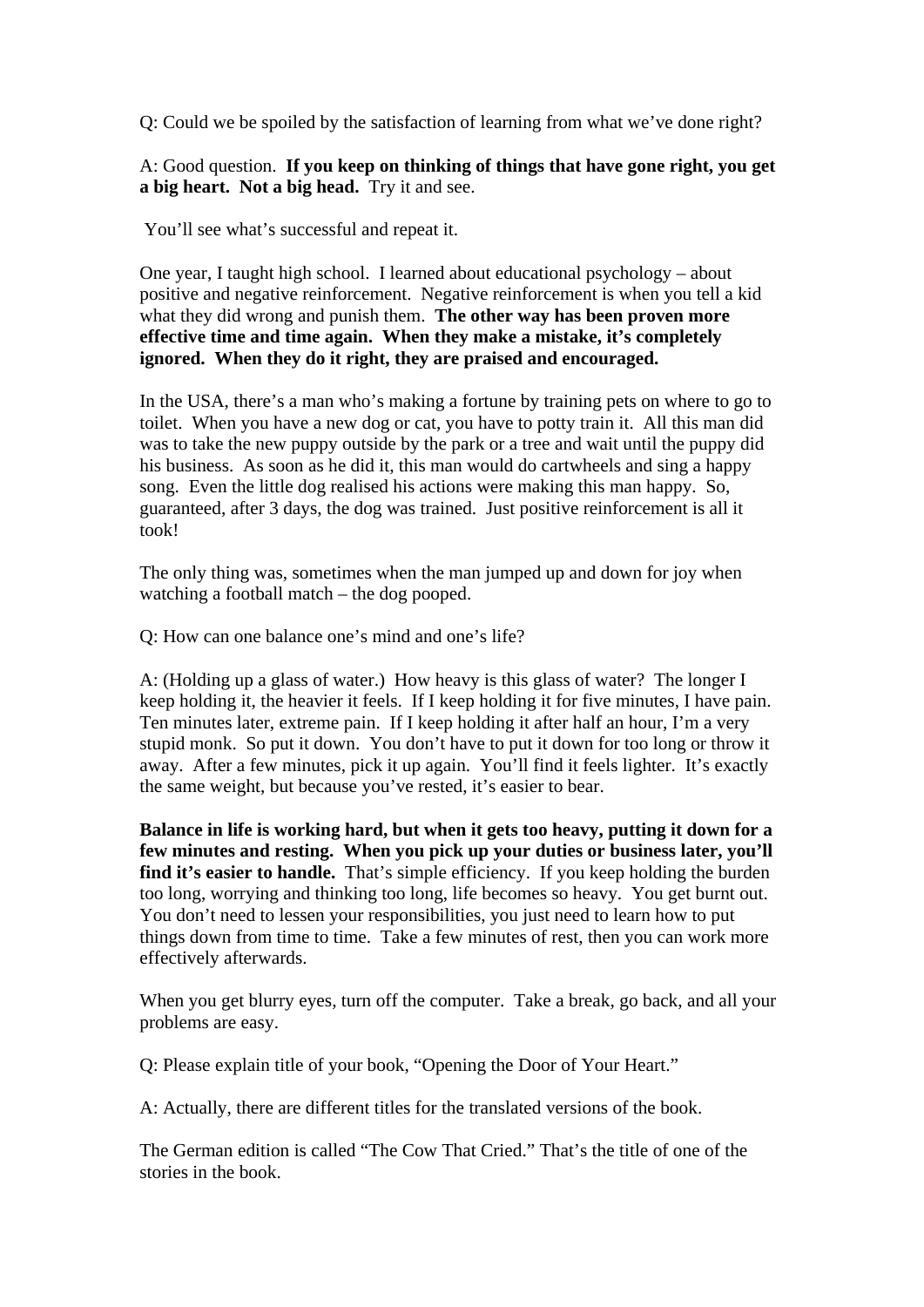Q: Could we be spoiled by the satisfaction of learning from what we've done right?

A: Good question. **If you keep on thinking of things that have gone right, you get a big heart. Not a big head.** Try it and see.

You'll see what's successful and repeat it.

One year, I taught high school. I learned about educational psychology – about positive and negative reinforcement. Negative reinforcement is when you tell a kid what they did wrong and punish them. **The other way has been proven more effective time and time again. When they make a mistake, it's completely ignored. When they do it right, they are praised and encouraged.**

In the USA, there's a man who's making a fortune by training pets on where to go to toilet. When you have a new dog or cat, you have to potty train it. All this man did was to take the new puppy outside by the park or a tree and wait until the puppy did his business. As soon as he did it, this man would do cartwheels and sing a happy song. Even the little dog realised his actions were making this man happy. So, guaranteed, after 3 days, the dog was trained. Just positive reinforcement is all it took!

The only thing was, sometimes when the man jumped up and down for joy when watching a football match – the dog pooped.

Q: How can one balance one's mind and one's life?

A: (Holding up a glass of water.) How heavy is this glass of water? The longer I keep holding it, the heavier it feels. If I keep holding it for five minutes, I have pain. Ten minutes later, extreme pain. If I keep holding it after half an hour, I'm a very stupid monk. So put it down. You don't have to put it down for too long or throw it away. After a few minutes, pick it up again. You'll find it feels lighter. It's exactly the same weight, but because you've rested, it's easier to bear.

**Balance in life is working hard, but when it gets too heavy, putting it down for a few minutes and resting. When you pick up your duties or business later, you'll find it's easier to handle.** That's simple efficiency. If you keep holding the burden too long, worrying and thinking too long, life becomes so heavy. You get burnt out. You don't need to lessen your responsibilities, you just need to learn how to put things down from time to time. Take a few minutes of rest, then you can work more effectively afterwards.

When you get blurry eyes, turn off the computer. Take a break, go back, and all your problems are easy.

Q: Please explain title of your book, "Opening the Door of Your Heart."

A: Actually, there are different titles for the translated versions of the book.

The German edition is called "The Cow That Cried." That's the title of one of the stories in the book.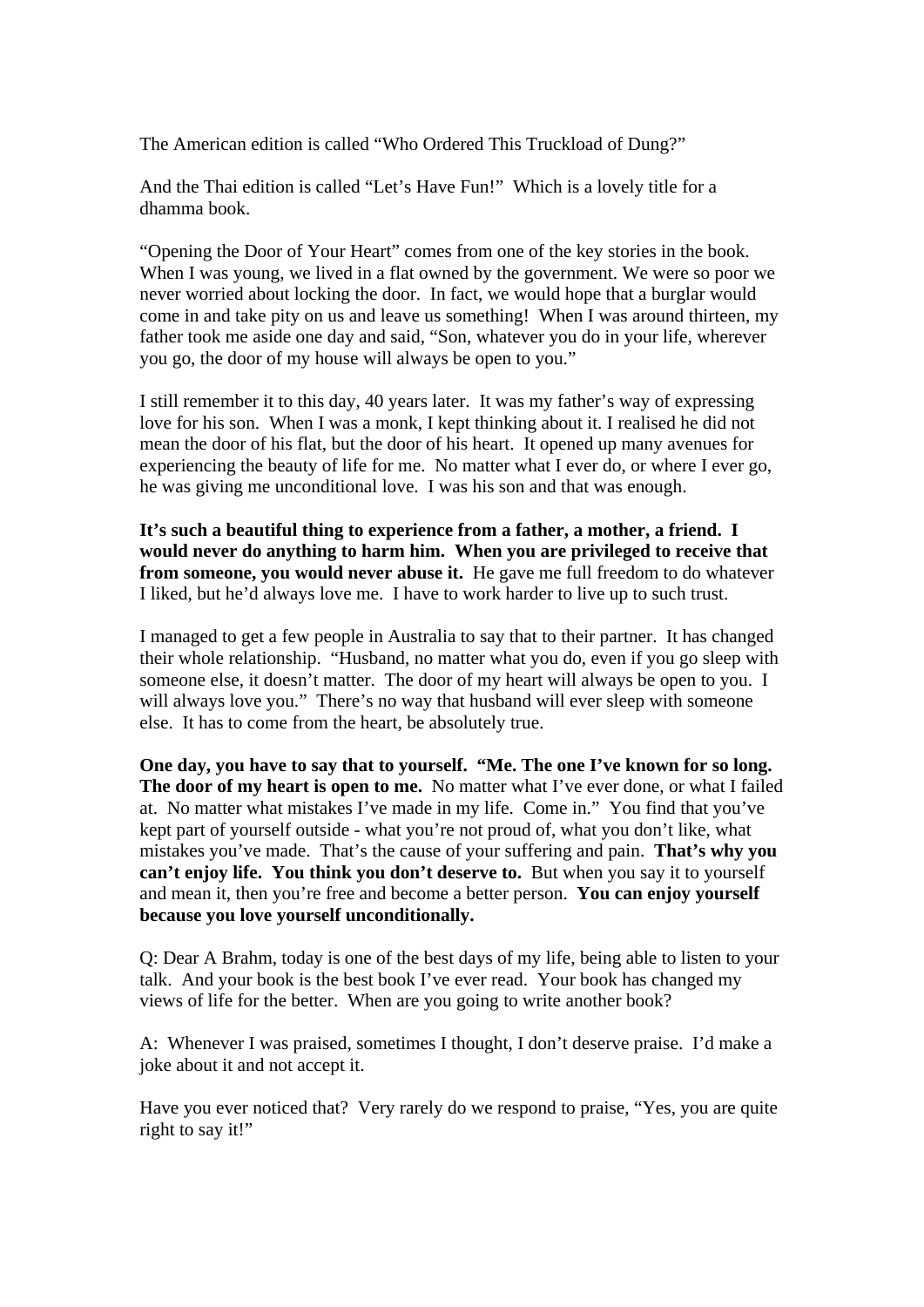The American edition is called “Who Ordered This Truckload of Dung?”

And the Thai edition is called “Let’s Have Fun!” Which is a lovely title for a dhamma book.

“Opening the Door of Your Heart” comes from one of the key stories in the book. When I was young, we lived in a flat owned by the government. We were so poor we never worried about locking the door. In fact, we would hope that a burglar would come in and take pity on us and leave us something! When I was around thirteen, my father took me aside one day and said, “Son, whatever you do in your life, wherever you go, the door of my house will always be open to you.”

I still remember it to this day, 40 years later. It was my father’s way of expressing love for his son. When I was a monk, I kept thinking about it. I realised he did not mean the door of his flat, but the door of his heart. It opened up many avenues for experiencing the beauty of life for me. No matter what I ever do, or where I ever go, he was giving me unconditional love. I was his son and that was enough.

**It’s such a beautiful thing to experience from a father, a mother, a friend. I would never do anything to harm him. When you are privileged to receive that from someone, you would never abuse it.** He gave me full freedom to do whatever I liked, but he’d always love me. I have to work harder to live up to such trust.

I managed to get a few people in Australia to say that to their partner. It has changed their whole relationship. “Husband, no matter what you do, even if you go sleep with someone else, it doesn’t matter. The door of my heart will always be open to you. I will always love you.” There’s no way that husband will ever sleep with someone else. It has to come from the heart, be absolutely true.

**One day, you have to say that to yourself. “Me. The one I’ve known for so long. The door of my heart is open to me.** No matter what I’ve ever done, or what I failed at. No matter what mistakes I’ve made in my life. Come in.” You find that you’ve kept part of yourself outside - what you’re not proud of, what you don’t like, what mistakes you’ve made. That’s the cause of your suffering and pain. **That’s why you can’t enjoy life. You think you don’t deserve to.** But when you say it to yourself and mean it, then you’re free and become a better person. **You can enjoy yourself because you love yourself unconditionally.**

Q: Dear A Brahm, today is one of the best days of my life, being able to listen to your talk. And your book is the best book I’ve ever read. Your book has changed my views of life for the better. When are you going to write another book?

A: Whenever I was praised, sometimes I thought, I don’t deserve praise. I’d make a joke about it and not accept it.

Have you ever noticed that? Very rarely do we respond to praise, “Yes, you are quite right to say it!”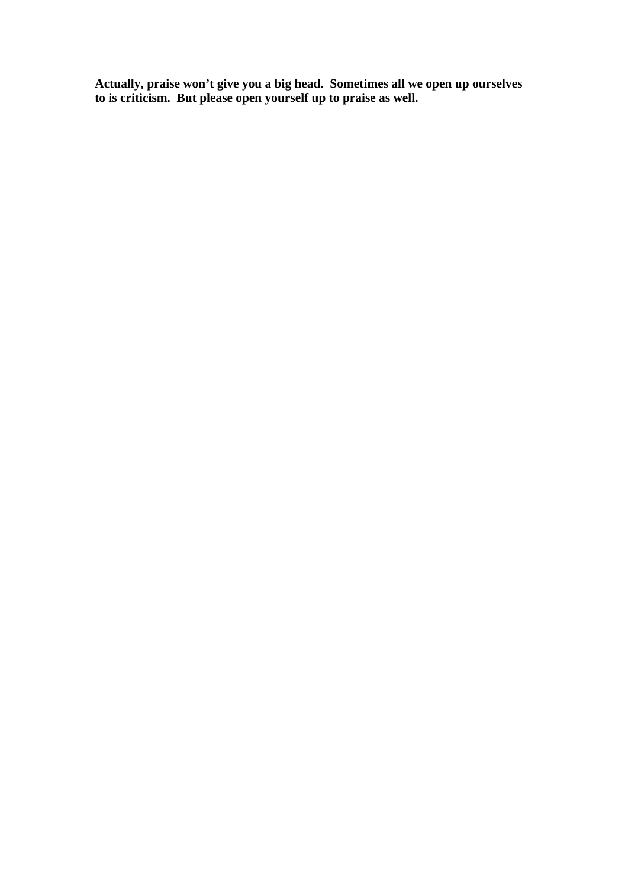**Actually, praise won't give you a big head. Sometimes all we open up ourselves to is criticism. But please open yourself up to praise as well.**